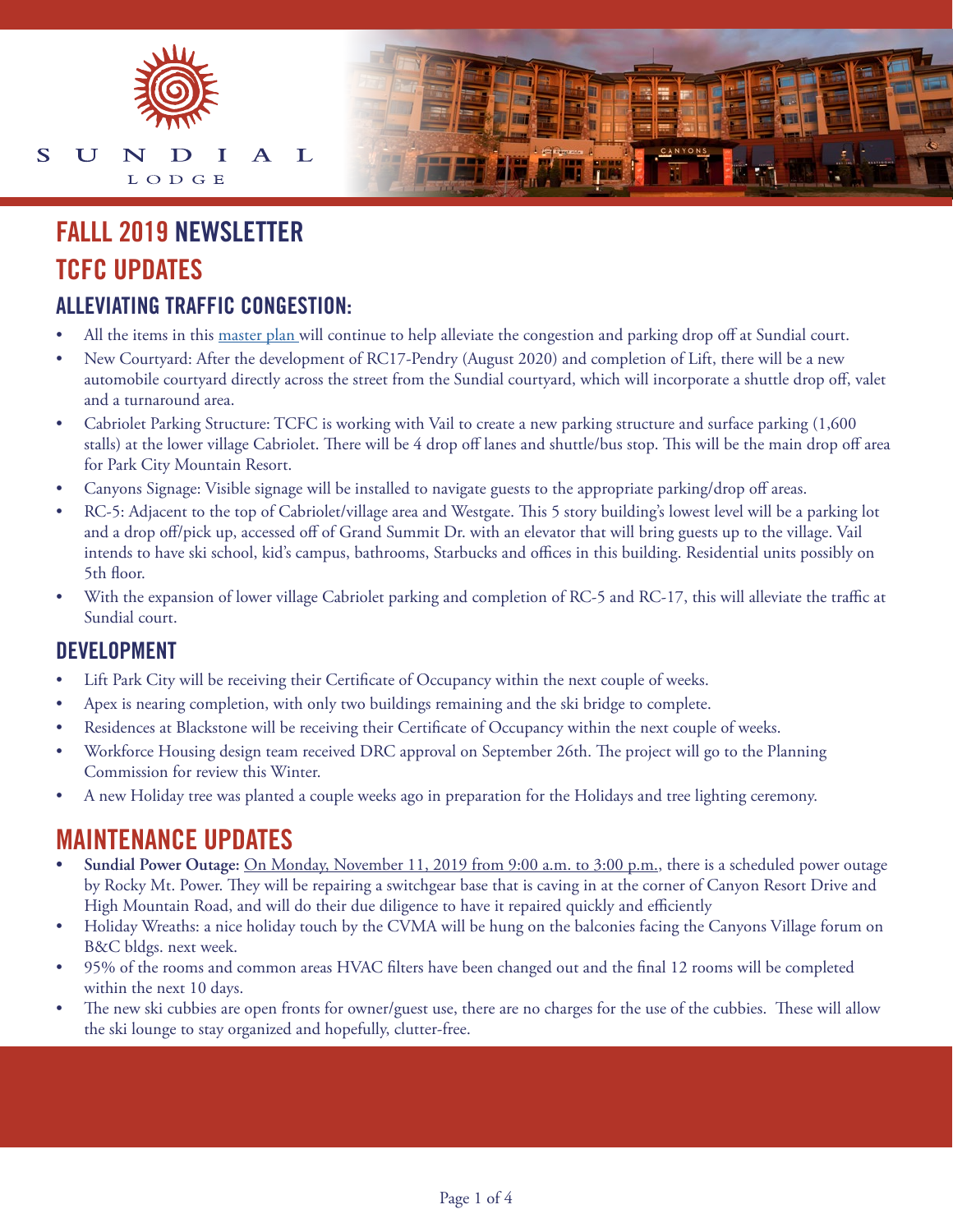SUNDIAL LODGE

# FALLL 2019 NEWSLETTER

## TCFC UPDATES

### ALLEVIATING TRAFFIC CONGESTION:

- All the items in this master plan will continue to help alleviate the congestion and parking drop off at Sundial court.
- New Courtyard: After the development of RC17-Pendry (August 2020) and completion of Lift, there will be a new automobile courtyard directly across the street from the Sundial courtyard, which will incorporate a shuttle drop off, valet and a turnaround area.
- Cabriolet Parking Structure: TCFC is working with Vail to create a new parking structure and surface parking (1,600 stalls) at the lower village Cabriolet. There will be 4 drop off lanes and shuttle/bus stop. This will be the main drop off area for Park City Mountain Resort.
- Canyons Signage: Visible signage will be installed to navigate guests to the appropriate parking/drop off areas.
- RC-5: Adjacent to the top of Cabriolet/village area and Westgate. This 5 story building's lowest level will be a parking lot and a drop off/pick up, accessed off of Grand Summit Dr. with an elevator that will bring guests up to the village. Vail intends to have ski school, kid's campus, bathrooms, Starbucks and offices in this building. Residential units possibly on 5th floor.
- With the expansion of lower village Cabriolet parking and completion of RC-5 and RC-17, this will alleviate the traffic at Sundial court.

### DEVELOPMENT

- Lift Park City will be receiving their Certificate of Occupancy within the next couple of weeks.
- Apex is nearing completion, with only two buildings remaining and the ski bridge to complete.
- Residences at Blackstone will be receiving their Certificate of Occupancy within the next couple of weeks.
- Workforce Housing design team received DRC approval on September 26th. The project will go to the Planning Commission for review this Winter.
- A new Holiday tree was planted a couple weeks ago in preparation for the Holidays and tree lighting ceremony.

## MAINTENANCE UPDATES

- **Sundial Power Outage:** On Monday, November 11, 2019 from 9:00 a.m. to 3:00 p.m., there is a scheduled power outage by Rocky Mt. Power. They will be repairing a switchgear base that is caving in at the corner of Canyon Resort Drive and High Mountain Road, and will do their due diligence to have it repaired quickly and efficiently
- Holiday Wreaths: a nice holiday touch by the CVMA will be hung on the balconies facing the Canyons Village forum on B&C bldgs. next week.
- 95% of the rooms and common areas HVAC filters have been changed out and the final 12 rooms will be completed within the next 10 days.
- The new ski cubbies are open fronts for owner/guest use, there are no charges for the use of the cubbies. These will allow the ski lounge to stay organized and hopefully, clutter-free.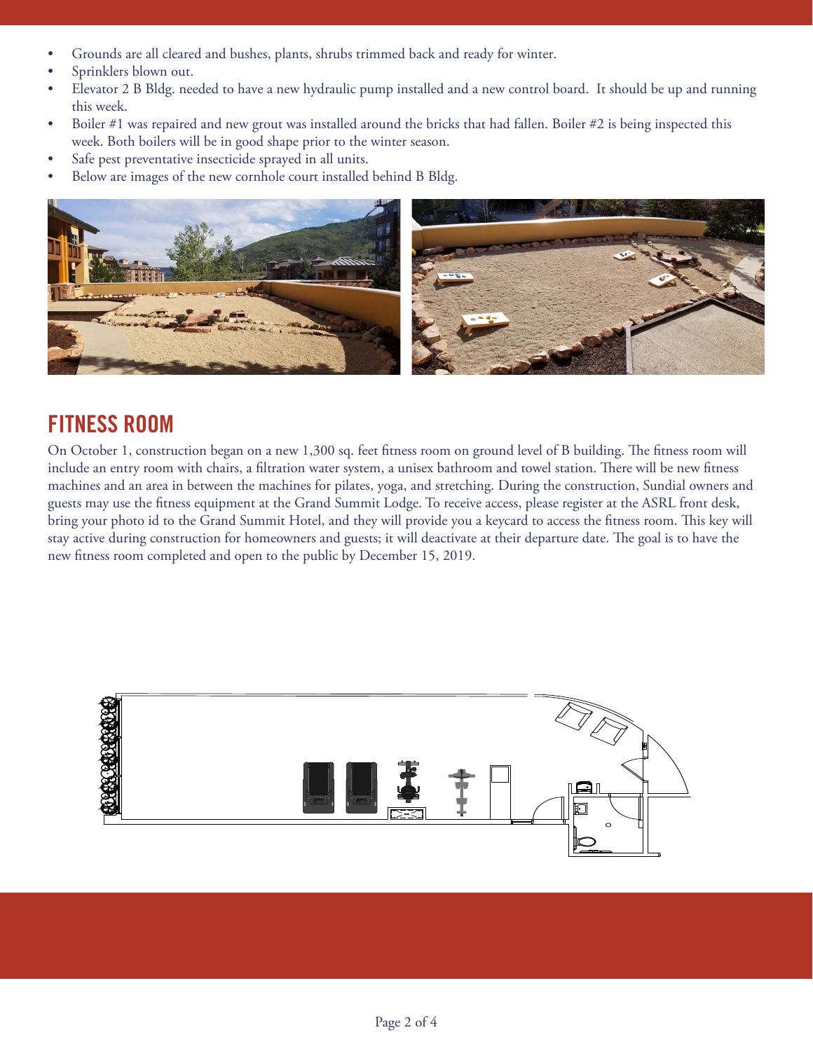- Grounds are all cleared and bushes, plants, shrubs trimmed back and ready for winter.
- Sprinklers blown out.
- Elevator 2 B Bldg. needed to have a new hydraulic pump installed and a new control board. It should be up and running this week.
- Boiler #1 was repaired and new grout was installed around the bricks that had fallen. Boiler #2 is being inspected this week. Both boilers will be in good shape prior to the winter season.
- Safe pest preventative insecticide sprayed in all units.
- Below are images of the new cornhole court installed behind B Bldg.

## FITNESS ROOM

On October 1, construction began on a new 1,300 sq. feet fitness room on ground level of B building. The fitness room will include an entry room with chairs, a filtration water system, a unisex bathroom and towel station. There will be new fitness machines and an area in between the machines for pilates, yoga, and stretching. During the construction, Sundial owners and guests may use the fitness equipment at the Grand Summit Lodge. To receive access, please register at the ASRL front desk, bring your photo id to the Grand Summit Hotel, and they will provide you a keycard to access the fitness room. This key will stay active during construction for homeowners and guests; it will deactivate at their departure date. The goal is to have the new fitness room completed and open to the public by December 15, 2019.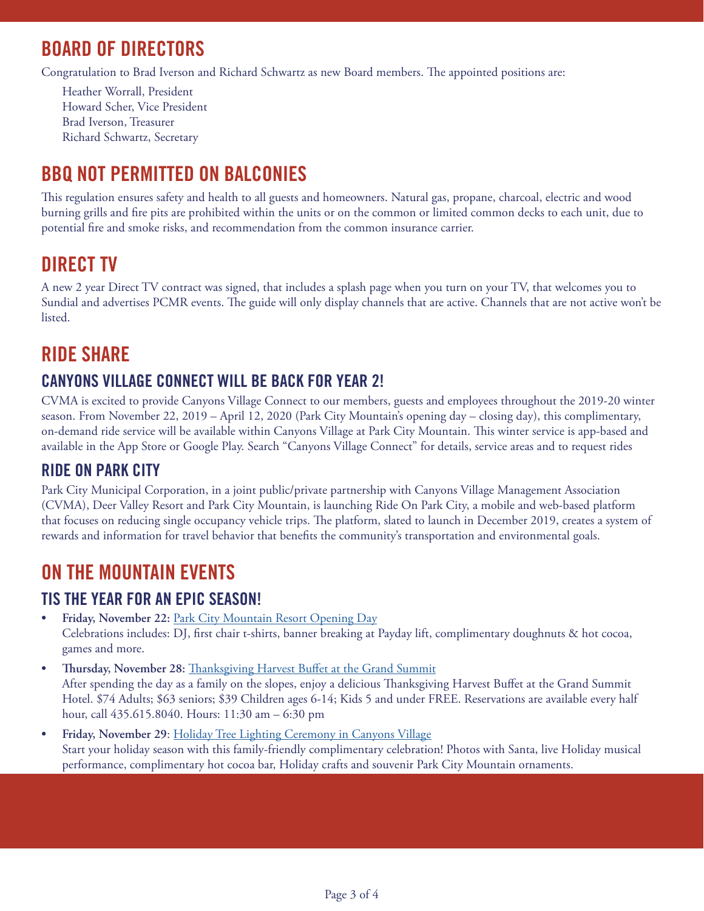## BOARD OF DIRECTORS

Congratulation to Brad Iverson and Richard Schwartz as new Board members. The appointed positions are:

Heather Worrall, President
Howard Scher, Vice President
Brad Iverson, Treasurer
Richard Schwartz, Secretary

## BBQ NOT PERMITTED ON BALCONIES

This regulation ensures safety and health to all guests and homeowners. Natural gas, propane, charcoal, electric and wood burning grills and fire pits are prohibited within the units or on the common or limited common decks to each unit, due to potential fire and smoke risks, and recommendation from the common insurance carrier.

## DIRECT TV

A new 2 year Direct TV contract was signed, that includes a splash page when you turn on your TV, that welcomes you to Sundial and advertises PCMR events. The guide will only display channels that are active. Channels that are not active won't be listed.

## RIDE SHARE

### CANYONS VILLAGE CONNECT WILL BE BACK FOR YEAR 2!

CVMA is excited to provide Canyons Village Connect to our members, guests and employees throughout the 2019-20 winter season. From November 22, 2019 – April 12, 2020 (Park City Mountain's opening day – closing day), this complimentary, on-demand ride service will be available within Canyons Village at Park City Mountain. This winter service is app-based and available in the App Store or Google Play. Search "Canyons Village Connect" for details, service areas and to request rides

### RIDE ON PARK CITY

Park City Municipal Corporation, in a joint public/private partnership with Canyons Village Management Association (CVMA), Deer Valley Resort and Park City Mountain, is launching Ride On Park City, a mobile and web-based platform that focuses on reducing single occupancy vehicle trips. The platform, slated to launch in December 2019, creates a system of rewards and information for travel behavior that benefits the community's transportation and environmental goals.

## ON THE MOUNTAIN EVENTS

### TIS THE YEAR FOR AN EPIC SEASON!

- **Friday, November 22:** Park City Mountain Resort Opening Day
  Celebrations includes: DJ, first chair t-shirts, banner breaking at Payday lift, complimentary doughnuts & hot cocoa, games and more.
- **Thursday, November 28:** Thanksgiving Harvest Buffet at the Grand Summit
  After spending the day as a family on the slopes, enjoy a delicious Thanksgiving Harvest Buffet at the Grand Summit Hotel. $74 Adults; $63 seniors; $39 Children ages 6-14; Kids 5 and under FREE. Reservations are available every half hour, call 435.615.8040. Hours: 11:30 am – 6:30 pm
- **Friday, November 29**: Holiday Tree Lighting Ceremony in Canyons Village
  Start your holiday season with this family-friendly complimentary celebration! Photos with Santa, live Holiday musical performance, complimentary hot cocoa bar, Holiday crafts and souvenir Park City Mountain ornaments.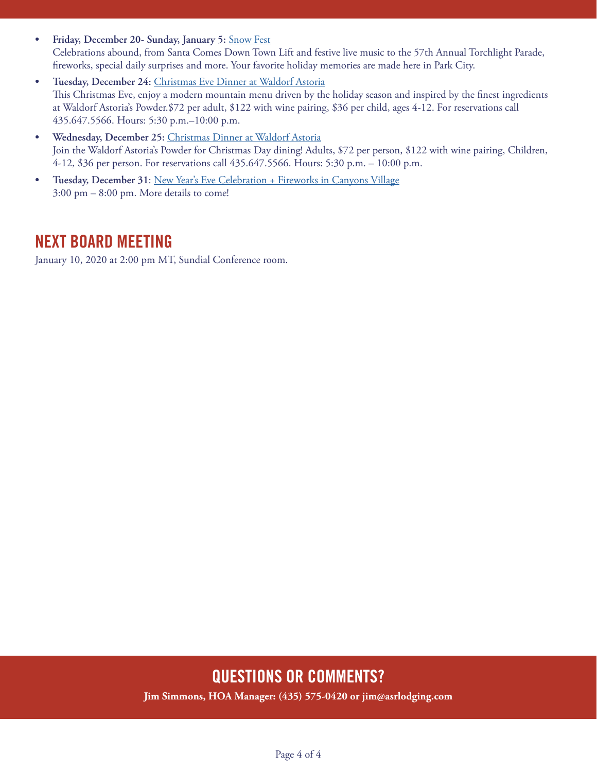- **Friday, December 20- Sunday, January 5:** Snow Fest
  Celebrations abound, from Santa Comes Down Town Lift and festive live music to the 57th Annual Torchlight Parade, fireworks, special daily surprises and more. Your favorite holiday memories are made here in Park City.
- **Tuesday, December 24:** Christmas Eve Dinner at Waldorf Astoria
  This Christmas Eve, enjoy a modern mountain menu driven by the holiday season and inspired by the finest ingredients at Waldorf Astoria's Powder.$72 per adult, $122 with wine pairing, $36 per child, ages 4-12. For reservations call 435.647.5566. Hours: 5:30 p.m.–10:00 p.m.
- **Wednesday, December 25:** Christmas Dinner at Waldorf Astoria
  Join the Waldorf Astoria's Powder for Christmas Day dining! Adults, $72 per person, $122 with wine pairing, Children, 4-12, $36 per person. For reservations call 435.647.5566. Hours: 5:30 p.m. – 10:00 p.m.
- **Tuesday, December 31**: New Year's Eve Celebration + Fireworks in Canyons Village
  3:00 pm – 8:00 pm. More details to come!

## NEXT BOARD MEETING

January 10, 2020 at 2:00 pm MT, Sundial Conference room.

## QUESTIONS OR COMMENTS?

**Jim Simmons, HOA Manager: (435) 575-0420 or jim@asrlodging.com**